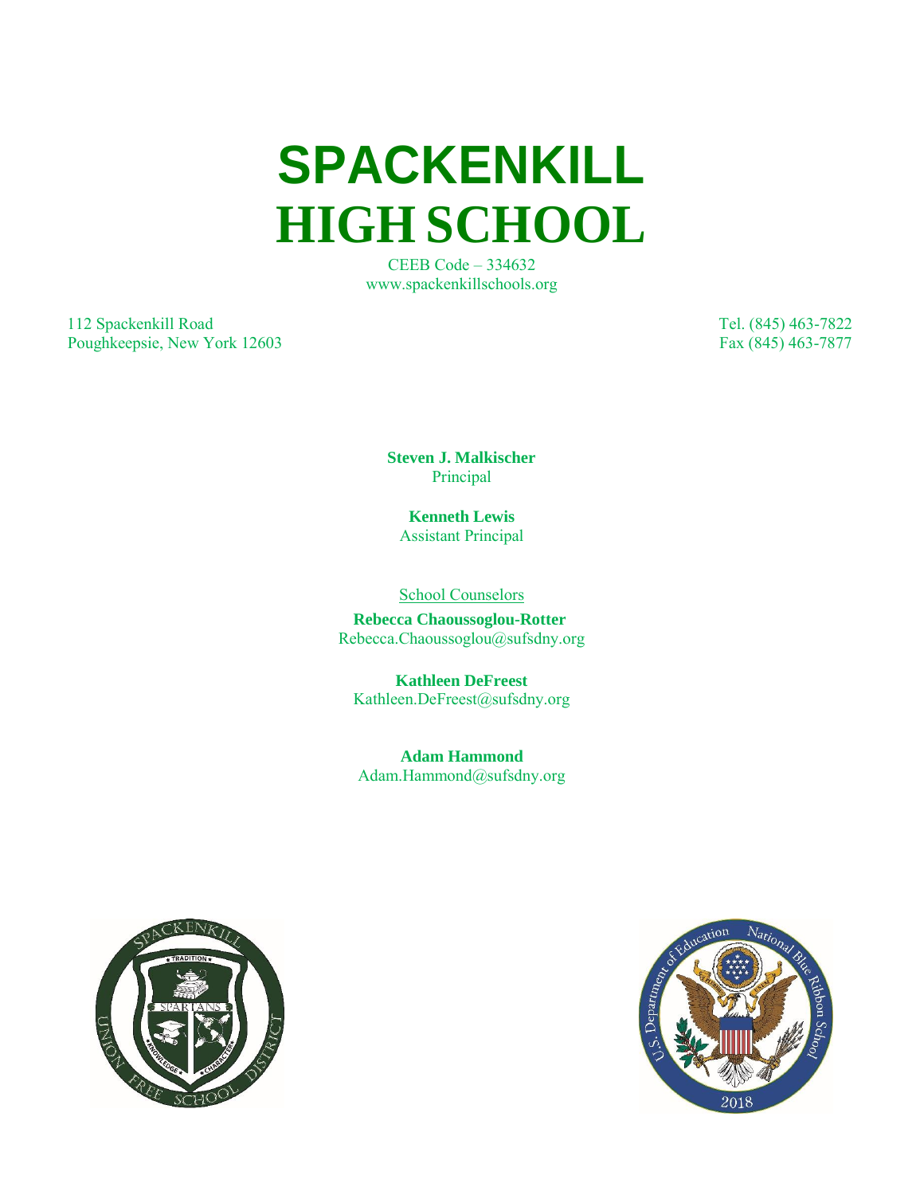# SPACKENKILL HIGH SCHOOL

CEEB Code – 334632
www.spackenkillschools.org

112 Spackenkill Road
Poughkeepsie, New York 12603

Tel. (845) 463-7822
Fax (845) 463-7877

**Steven J. Malkischer**
Principal

**Kenneth Lewis**
Assistant Principal

School Counselors

**Rebecca Chaoussoglou-Rotter**
Rebecca.Chaoussoglou@sufsdny.org

**Kathleen DeFreest**
Kathleen.DeFreest@sufsdny.org

**Adam Hammond**
Adam.Hammond@sufsdny.org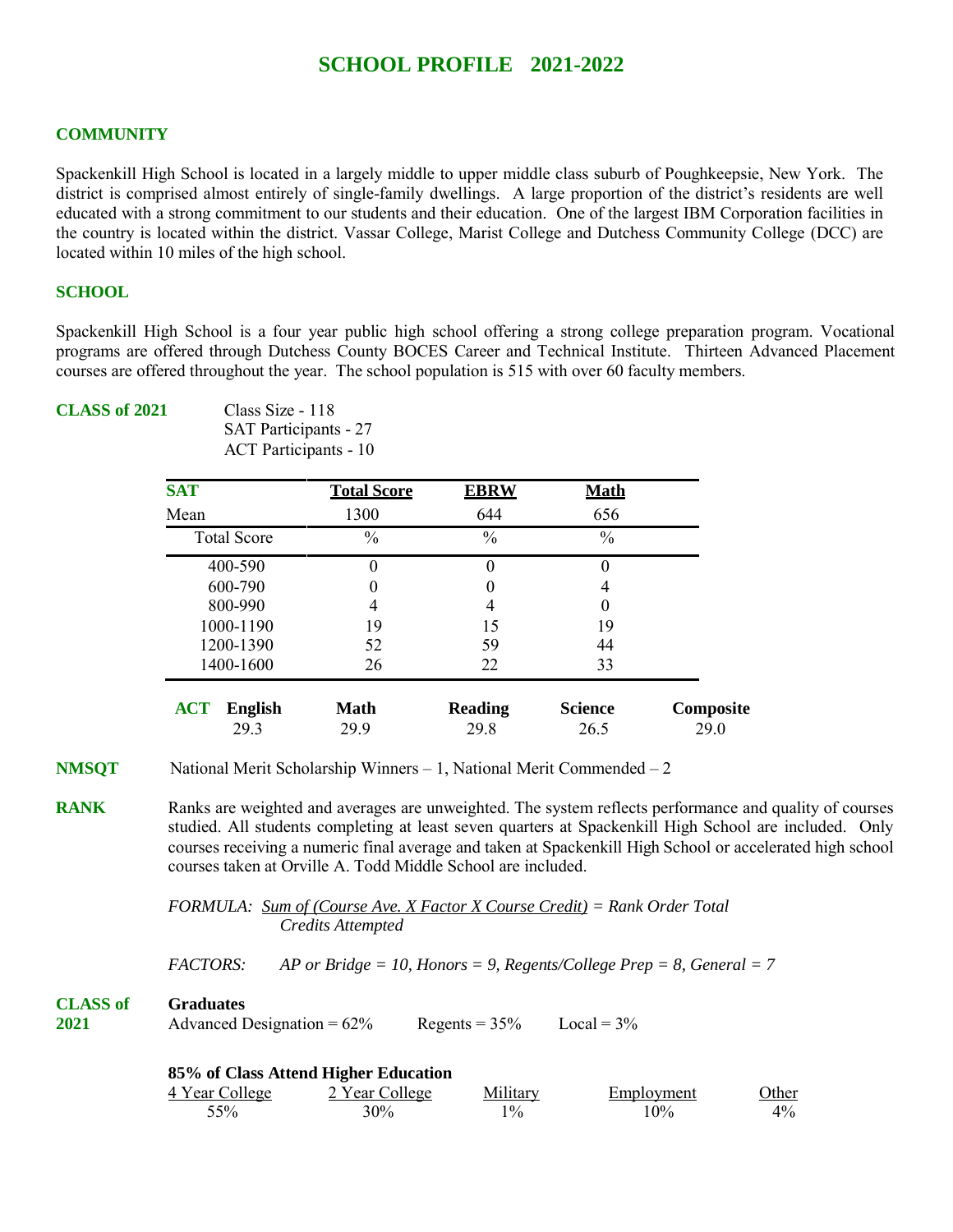# SCHOOL PROFILE 2021-2022

## COMMUNITY

Spackenkill High School is located in a largely middle to upper middle class suburb of Poughkeepsie, New York. The district is comprised almost entirely of single-family dwellings. A large proportion of the district's residents are well educated with a strong commitment to our students and their education. One of the largest IBM Corporation facilities in the country is located within the district. Vassar College, Marist College and Dutchess Community College (DCC) are located within 10 miles of the high school.

## SCHOOL

Spackenkill High School is a four year public high school offering a strong college preparation program. Vocational programs are offered through Dutchess County BOCES Career and Technical Institute. Thirteen Advanced Placement courses are offered throughout the year. The school population is 515 with over 60 faculty members.

## CLASS of 2021

Class Size - 118
SAT Participants - 27
ACT Participants - 10

| SAT | Total Score | EBRW | Math |
|---|---|---|---|
| Mean | 1300 | 644 | 656 |
| Total Score | % | % | % |
| 400-590 | 0 | 0 | 0 |
| 600-790 | 0 | 0 | 4 |
| 800-990 | 4 | 4 | 0 |
| 1000-1190 | 19 | 15 | 19 |
| 1200-1390 | 52 | 59 | 44 |
| 1400-1600 | 26 | 22 | 33 |

| ACT English | Math | Reading | Science | Composite |
|---|---|---|---|---|
| 29.3 | 29.9 | 29.8 | 26.5 | 29.0 |

**NMSQT** National Merit Scholarship Winners – 1, National Merit Commended – 2

**RANK** Ranks are weighted and averages are unweighted. The system reflects performance and quality of courses studied. All students completing at least seven quarters at Spackenkill High School are included. Only courses receiving a numeric final average and taken at Spackenkill High School or accelerated high school courses taken at Orville A. Todd Middle School are included.

*FORMULA: Sum of (Course Ave. X Factor X Course Credit) = Rank Order Total*
*Credits Attempted*

*FACTORS: AP or Bridge = 10, Honors = 9, Regents/College Prep = 8, General = 7*

## CLASS of 2021

**Graduates**

Advanced Designation = 62% Regents = 35% Local = 3%

**85% of Class Attend Higher Education**

| 4 Year College | 2 Year College | Military | Employment | Other |
|---|---|---|---|---|
| 55% | 30% | 1% | 10% | 4% |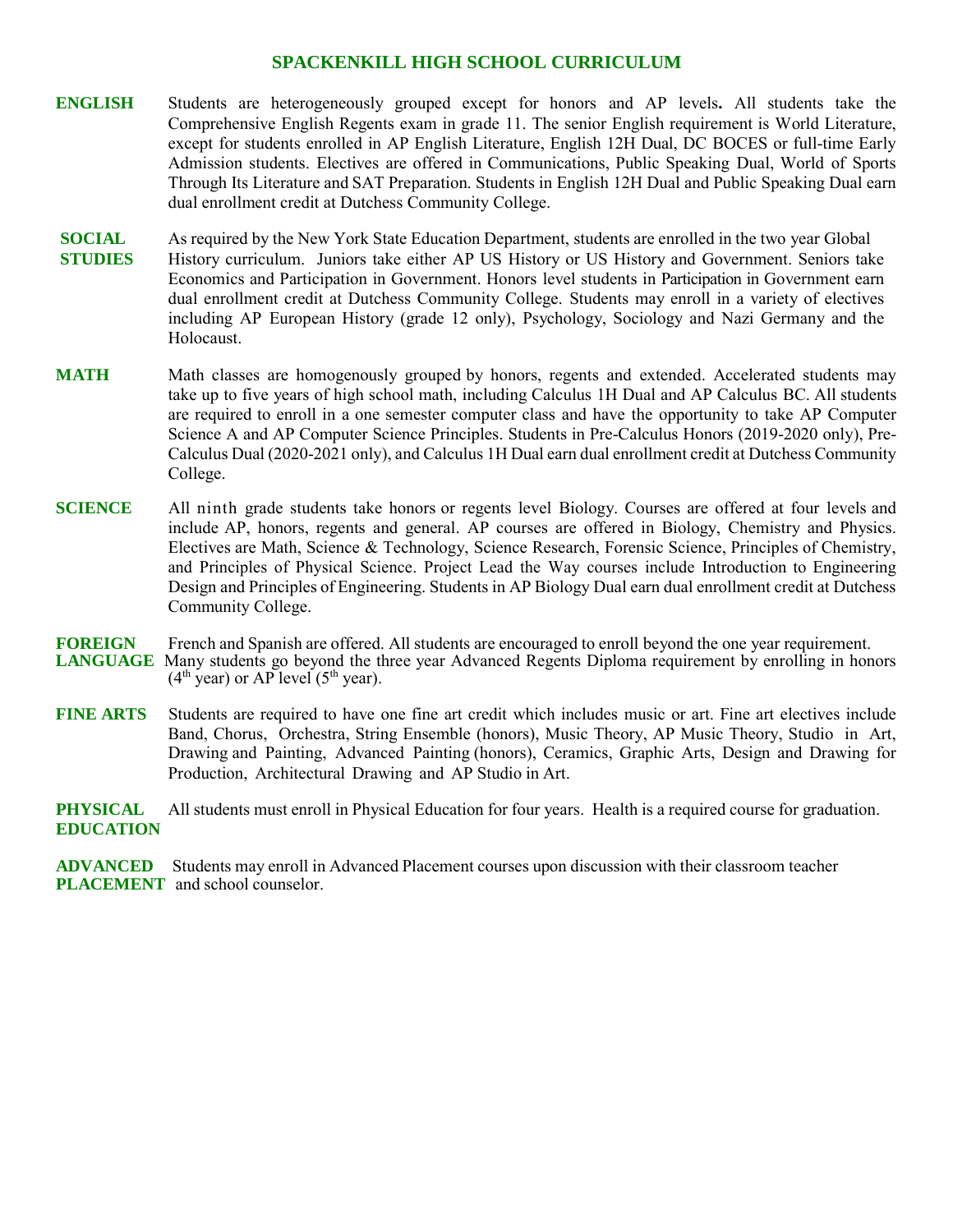# SPACKENKILL HIGH SCHOOL CURRICULUM

**ENGLISH**

Students are heterogeneously grouped except for honors and AP levels**.** All students take the Comprehensive English Regents exam in grade 11. The senior English requirement is World Literature, except for students enrolled in AP English Literature, English 12H Dual, DC BOCES or full-time Early Admission students. Electives are offered in Communications, Public Speaking Dual, World of Sports Through Its Literature and SAT Preparation. Students in English 12H Dual and Public Speaking Dual earn dual enrollment credit at Dutchess Community College.

**SOCIAL STUDIES**

As required by the New York State Education Department, students are enrolled in the two year Global History curriculum. Juniors take either AP US History or US History and Government. Seniors take Economics and Participation in Government. Honors level students in Participation in Government earn dual enrollment credit at Dutchess Community College. Students may enroll in a variety of electives including AP European History (grade 12 only), Psychology, Sociology and Nazi Germany and the Holocaust.

**MATH**

Math classes are homogenously grouped by honors, regents and extended. Accelerated students may take up to five years of high school math, including Calculus 1H Dual and AP Calculus BC. All students are required to enroll in a one semester computer class and have the opportunity to take AP Computer Science A and AP Computer Science Principles. Students in Pre-Calculus Honors (2019-2020 only), Pre-Calculus Dual (2020-2021 only), and Calculus 1H Dual earn dual enrollment credit at Dutchess Community College.

**SCIENCE**

All ninth grade students take honors or regents level Biology. Courses are offered at four levels and include AP, honors, regents and general. AP courses are offered in Biology, Chemistry and Physics. Electives are Math, Science & Technology, Science Research, Forensic Science, Principles of Chemistry, and Principles of Physical Science. Project Lead the Way courses include Introduction to Engineering Design and Principles of Engineering. Students in AP Biology Dual earn dual enrollment credit at Dutchess Community College.

**FOREIGN LANGUAGE**

French and Spanish are offered. All students are encouraged to enroll beyond the one year requirement. Many students go beyond the three year Advanced Regents Diploma requirement by enrolling in honors (4th year) or AP level (5th year).

**FINE ARTS**

Students are required to have one fine art credit which includes music or art. Fine art electives include Band, Chorus, Orchestra, String Ensemble (honors), Music Theory, AP Music Theory, Studio in Art, Drawing and Painting, Advanced Painting (honors), Ceramics, Graphic Arts, Design and Drawing for Production, Architectural Drawing and AP Studio in Art.

**PHYSICAL EDUCATION**

All students must enroll in Physical Education for four years. Health is a required course for graduation.

**ADVANCED PLACEMENT**

Students may enroll in Advanced Placement courses upon discussion with their classroom teacher and school counselor.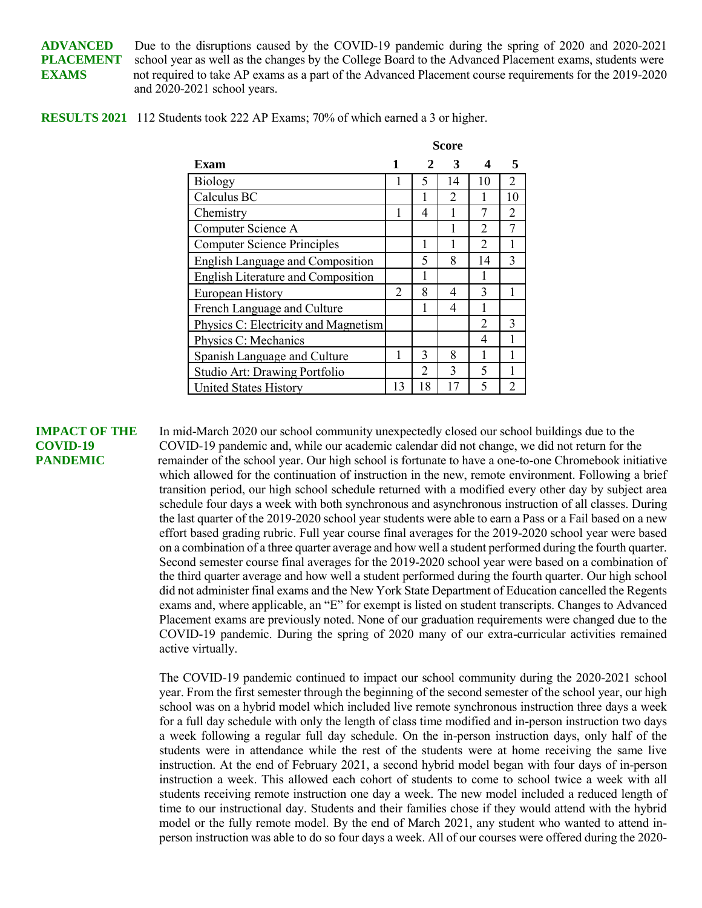**ADVANCED PLACEMENT EXAMS** Due to the disruptions caused by the COVID-19 pandemic during the spring of 2020 and 2020-2021 school year as well as the changes by the College Board to the Advanced Placement exams, students were not required to take AP exams as a part of the Advanced Placement course requirements for the 2019-2020 and 2020-2021 school years.

**RESULTS 2021** 112 Students took 222 AP Exams; 70% of which earned a 3 or higher.

| | Score | | | | |
|---|---|---|---|---|---|
| **Exam** | **1** | **2** | **3** | **4** | **5** |
| Biology | 1 | 5 | 14 | 10 | 2 |
| Calculus BC | | 1 | 2 | 1 | 10 |
| Chemistry | 1 | 4 | 1 | 7 | 2 |
| Computer Science A | | | 1 | 2 | 7 |
| Computer Science Principles | | 1 | 1 | 2 | 1 |
| English Language and Composition | | 5 | 8 | 14 | 3 |
| English Literature and Composition | | 1 | | 1 | |
| European History | 2 | 8 | 4 | 3 | 1 |
| French Language and Culture | | 1 | 4 | 1 | |
| Physics C: Electricity and Magnetism | | | | 2 | 3 |
| Physics C: Mechanics | | | | 4 | 1 |
| Spanish Language and Culture | 1 | 3 | 8 | 1 | 1 |
| Studio Art: Drawing Portfolio | | 2 | 3 | 5 | 1 |
| United States History | 13 | 18 | 17 | 5 | 2 |

**IMPACT OF THE COVID-19 PANDEMIC** In mid-March 2020 our school community unexpectedly closed our school buildings due to the COVID-19 pandemic and, while our academic calendar did not change, we did not return for the remainder of the school year. Our high school is fortunate to have a one-to-one Chromebook initiative which allowed for the continuation of instruction in the new, remote environment. Following a brief transition period, our high school schedule returned with a modified every other day by subject area schedule four days a week with both synchronous and asynchronous instruction of all classes. During the last quarter of the 2019-2020 school year students were able to earn a Pass or a Fail based on a new effort based grading rubric. Full year course final averages for the 2019-2020 school year were based on a combination of a three quarter average and how well a student performed during the fourth quarter. Second semester course final averages for the 2019-2020 school year were based on a combination of the third quarter average and how well a student performed during the fourth quarter. Our high school did not administer final exams and the New York State Department of Education cancelled the Regents exams and, where applicable, an "E" for exempt is listed on student transcripts. Changes to Advanced Placement exams are previously noted. None of our graduation requirements were changed due to the COVID-19 pandemic. During the spring of 2020 many of our extra-curricular activities remained active virtually.

The COVID-19 pandemic continued to impact our school community during the 2020-2021 school year. From the first semester through the beginning of the second semester of the school year, our high school was on a hybrid model which included live remote synchronous instruction three days a week for a full day schedule with only the length of class time modified and in-person instruction two days a week following a regular full day schedule. On the in-person instruction days, only half of the students were in attendance while the rest of the students were at home receiving the same live instruction. At the end of February 2021, a second hybrid model began with four days of in-person instruction a week. This allowed each cohort of students to come to school twice a week with all students receiving remote instruction one day a week. The new model included a reduced length of time to our instructional day. Students and their families chose if they would attend with the hybrid model or the fully remote model. By the end of March 2021, any student who wanted to attend in-person instruction was able to do so four days a week. All of our courses were offered during the 2020-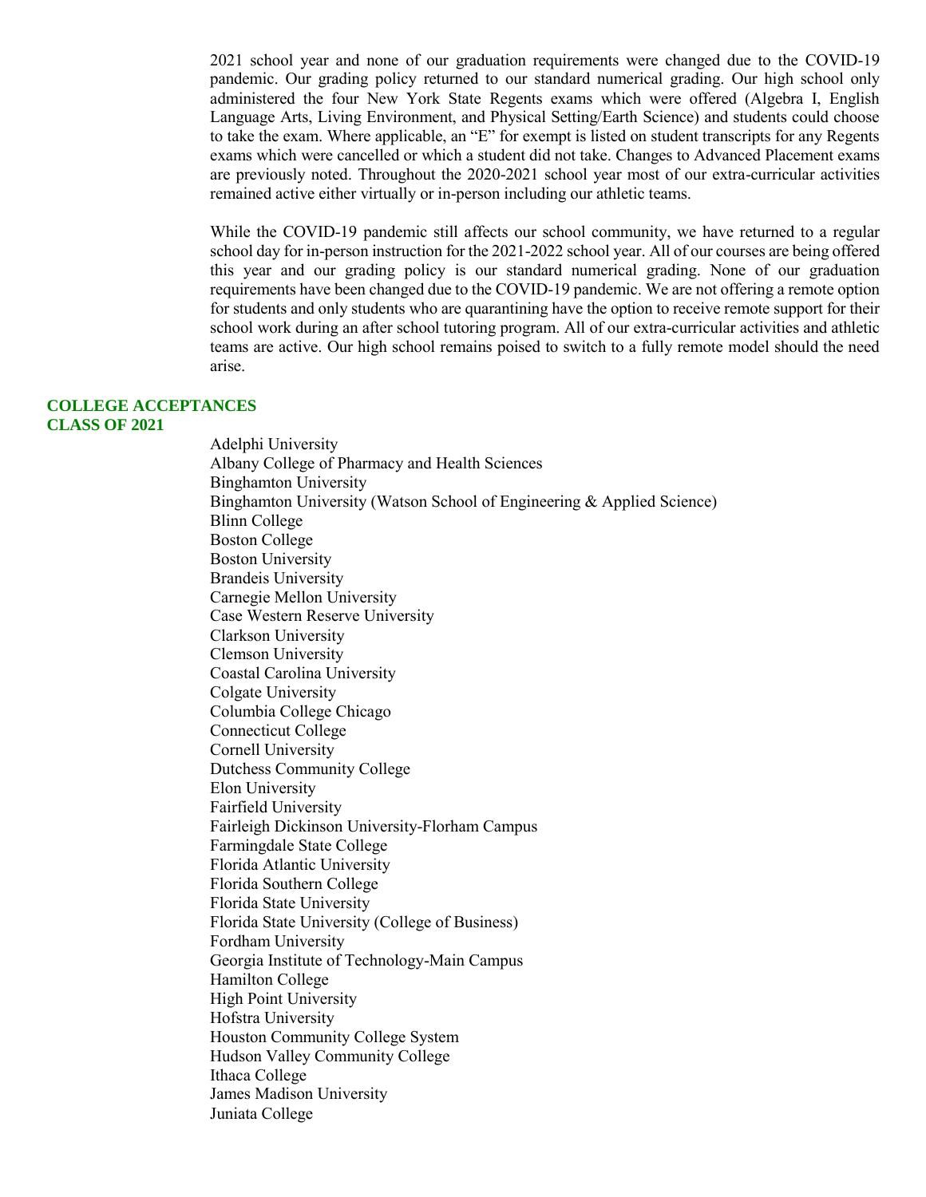2021 school year and none of our graduation requirements were changed due to the COVID-19 pandemic. Our grading policy returned to our standard numerical grading. Our high school only administered the four New York State Regents exams which were offered (Algebra I, English Language Arts, Living Environment, and Physical Setting/Earth Science) and students could choose to take the exam. Where applicable, an "E" for exempt is listed on student transcripts for any Regents exams which were cancelled or which a student did not take. Changes to Advanced Placement exams are previously noted. Throughout the 2020-2021 school year most of our extra-curricular activities remained active either virtually or in-person including our athletic teams.

While the COVID-19 pandemic still affects our school community, we have returned to a regular school day for in-person instruction for the 2021-2022 school year. All of our courses are being offered this year and our grading policy is our standard numerical grading. None of our graduation requirements have been changed due to the COVID-19 pandemic. We are not offering a remote option for students and only students who are quarantining have the option to receive remote support for their school work during an after school tutoring program. All of our extra-curricular activities and athletic teams are active. Our high school remains poised to switch to a fully remote model should the need arise.

## COLLEGE ACCEPTANCES CLASS OF 2021

Adelphi University
Albany College of Pharmacy and Health Sciences
Binghamton University
Binghamton University (Watson School of Engineering & Applied Science)
Blinn College
Boston College
Boston University
Brandeis University
Carnegie Mellon University
Case Western Reserve University
Clarkson University
Clemson University
Coastal Carolina University
Colgate University
Columbia College Chicago
Connecticut College
Cornell University
Dutchess Community College
Elon University
Fairfield University
Fairleigh Dickinson University-Florham Campus
Farmingdale State College
Florida Atlantic University
Florida Southern College
Florida State University
Florida State University (College of Business)
Fordham University
Georgia Institute of Technology-Main Campus
Hamilton College
High Point University
Hofstra University
Houston Community College System
Hudson Valley Community College
Ithaca College
James Madison University
Juniata College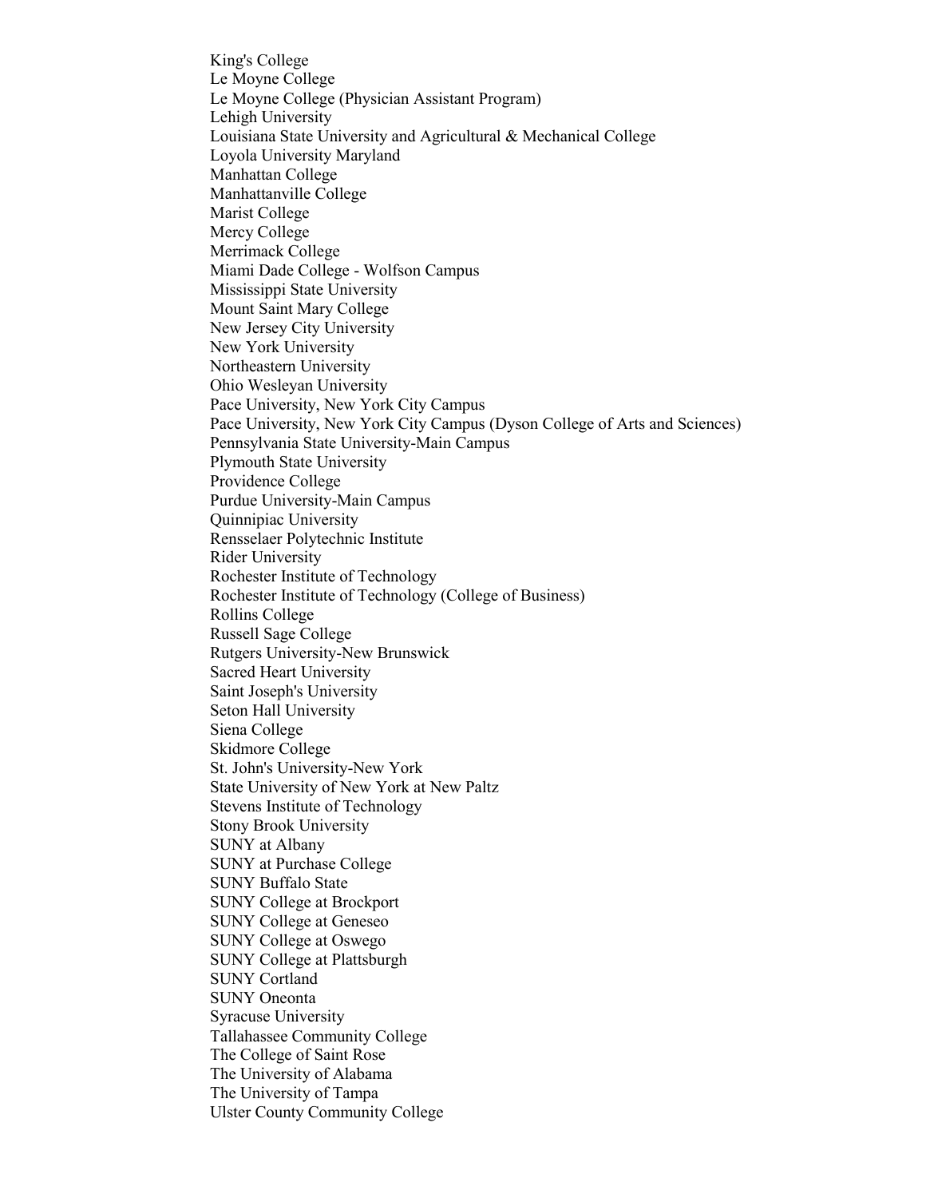King's College
Le Moyne College
Le Moyne College (Physician Assistant Program)
Lehigh University
Louisiana State University and Agricultural & Mechanical College
Loyola University Maryland
Manhattan College
Manhattanville College
Marist College
Mercy College
Merrimack College
Miami Dade College - Wolfson Campus
Mississippi State University
Mount Saint Mary College
New Jersey City University
New York University
Northeastern University
Ohio Wesleyan University
Pace University, New York City Campus
Pace University, New York City Campus (Dyson College of Arts and Sciences)
Pennsylvania State University-Main Campus
Plymouth State University
Providence College
Purdue University-Main Campus
Quinnipiac University
Rensselaer Polytechnic Institute
Rider University
Rochester Institute of Technology
Rochester Institute of Technology (College of Business)
Rollins College
Russell Sage College
Rutgers University-New Brunswick
Sacred Heart University
Saint Joseph's University
Seton Hall University
Siena College
Skidmore College
St. John's University-New York
State University of New York at New Paltz
Stevens Institute of Technology
Stony Brook University
SUNY at Albany
SUNY at Purchase College
SUNY Buffalo State
SUNY College at Brockport
SUNY College at Geneseo
SUNY College at Oswego
SUNY College at Plattsburgh
SUNY Cortland
SUNY Oneonta
Syracuse University
Tallahassee Community College
The College of Saint Rose
The University of Alabama
The University of Tampa
Ulster County Community College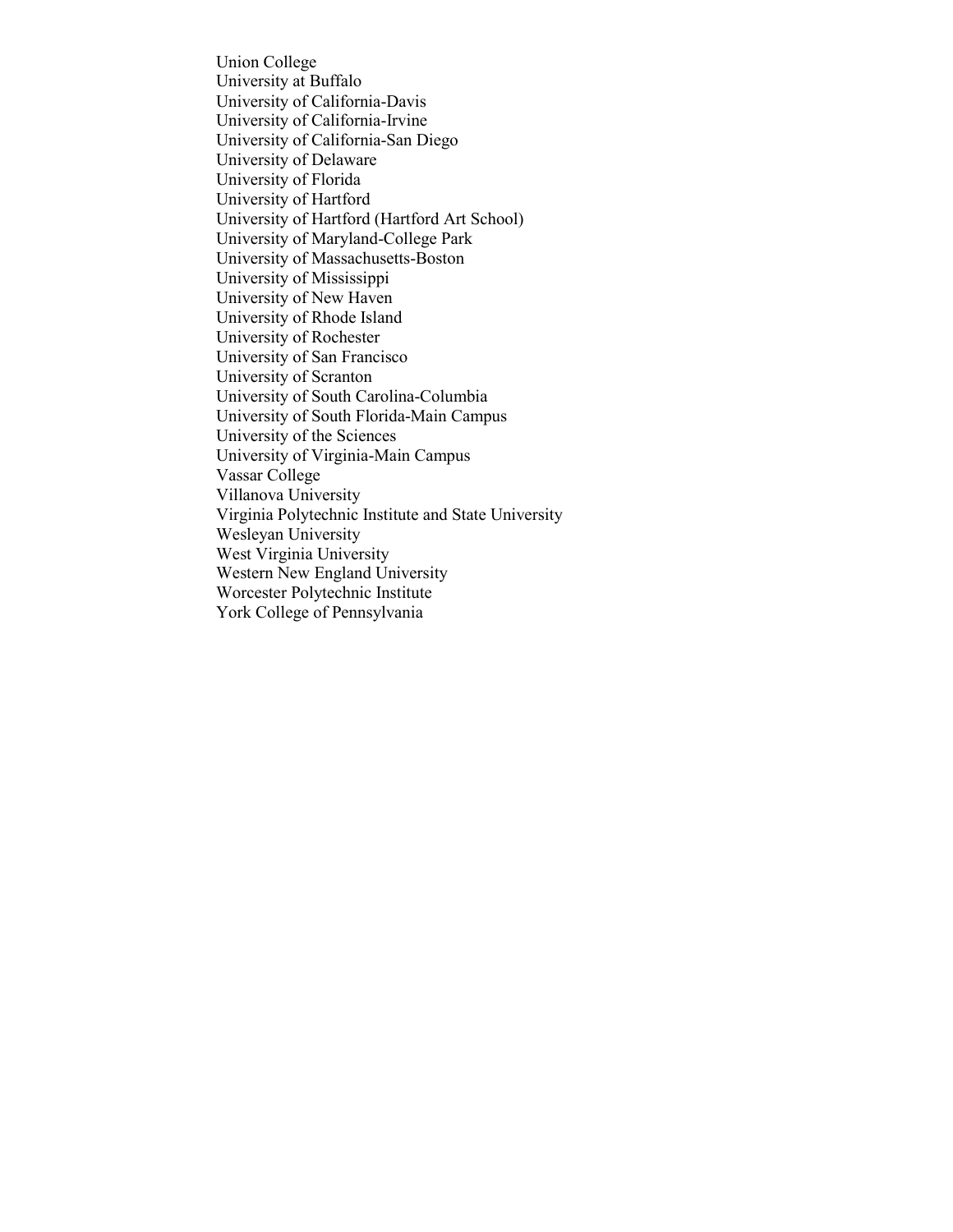Union College
University at Buffalo
University of California-Davis
University of California-Irvine
University of California-San Diego
University of Delaware
University of Florida
University of Hartford
University of Hartford (Hartford Art School)
University of Maryland-College Park
University of Massachusetts-Boston
University of Mississippi
University of New Haven
University of Rhode Island
University of Rochester
University of San Francisco
University of Scranton
University of South Carolina-Columbia
University of South Florida-Main Campus
University of the Sciences
University of Virginia-Main Campus
Vassar College
Villanova University
Virginia Polytechnic Institute and State University
Wesleyan University
West Virginia University
Western New England University
Worcester Polytechnic Institute
York College of Pennsylvania